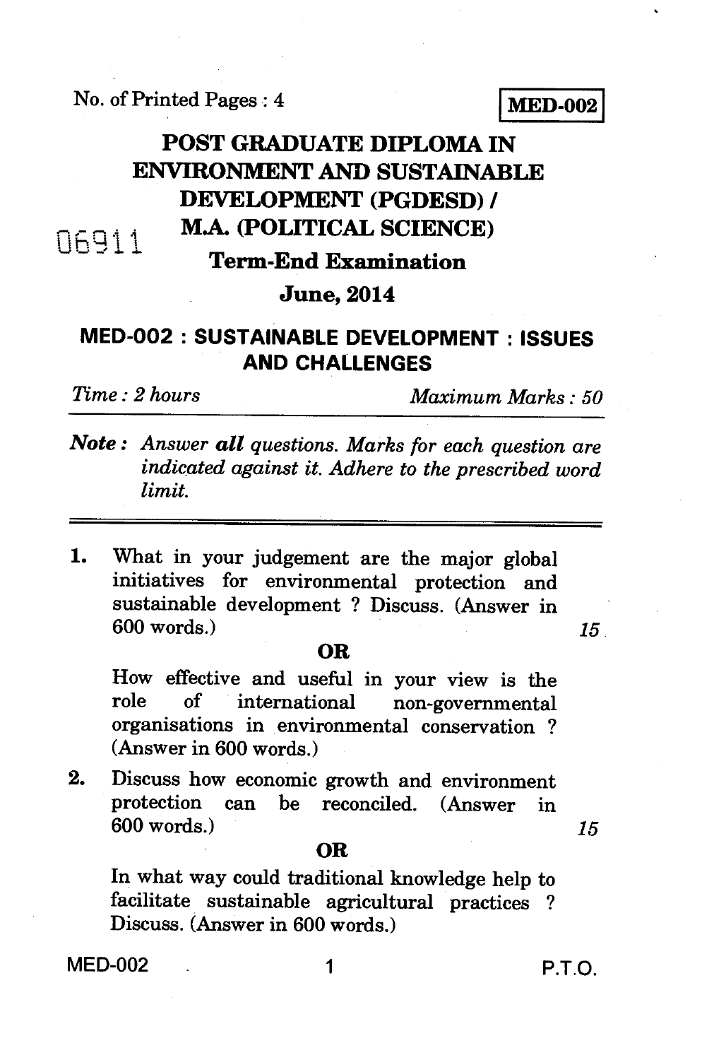No. of Printed Pages : 4

**MED-002**

# POST GRADUATE DIPLOMA IN ENVIRONMENT AND SUSTAINABLE DEVELOPMENT (PGDESD) / M.A. (POLITICAL SCIENCE)

06911

## Term-End Examination

## June, 2014

## MED-002 : SUSTAINABLE DEVELOPMENT : ISSUES AND CHALLENGES

*Time : 2 hours* *Maximum Marks : 50*

***Note :*** *Answer **all** questions. Marks for each question are indicated against it. Adhere to the prescribed word limit.*

1. What in your judgement are the major global initiatives for environmental protection and sustainable development ? Discuss. (Answer in 600 words.) 15

   **OR**

   How effective and useful in your view is the role of international non-governmental organisations in environmental conservation ? (Answer in 600 words.)

2. Discuss how economic growth and environment protection can be reconciled. (Answer in 600 words.) 15

   **OR**

   In what way could traditional knowledge help to facilitate sustainable agricultural practices ? Discuss. (Answer in 600 words.)

P.T.O.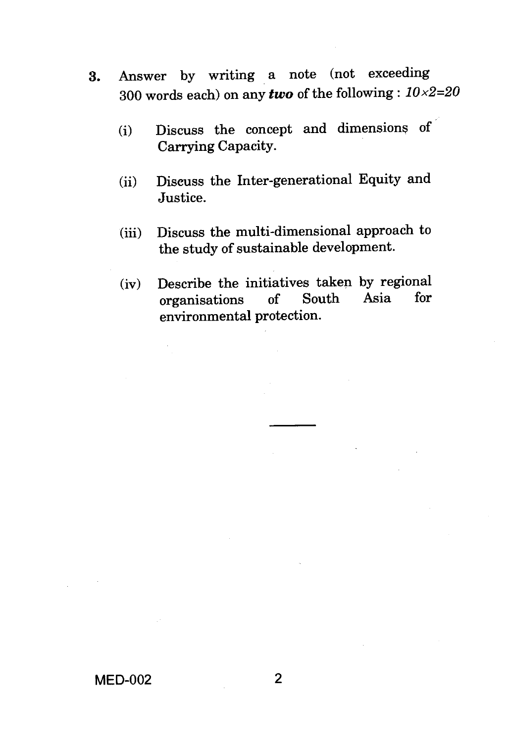3. Answer by writing a note (not exceeding 300 words each) on any ***two*** of the following : *10×2=20*

   (i) Discuss the concept and dimensions of Carrying Capacity.

   (ii) Discuss the Inter-generational Equity and Justice.

   (iii) Discuss the multi-dimensional approach to the study of sustainable development.

   (iv) Describe the initiatives taken by regional organisations of South Asia for environmental protection.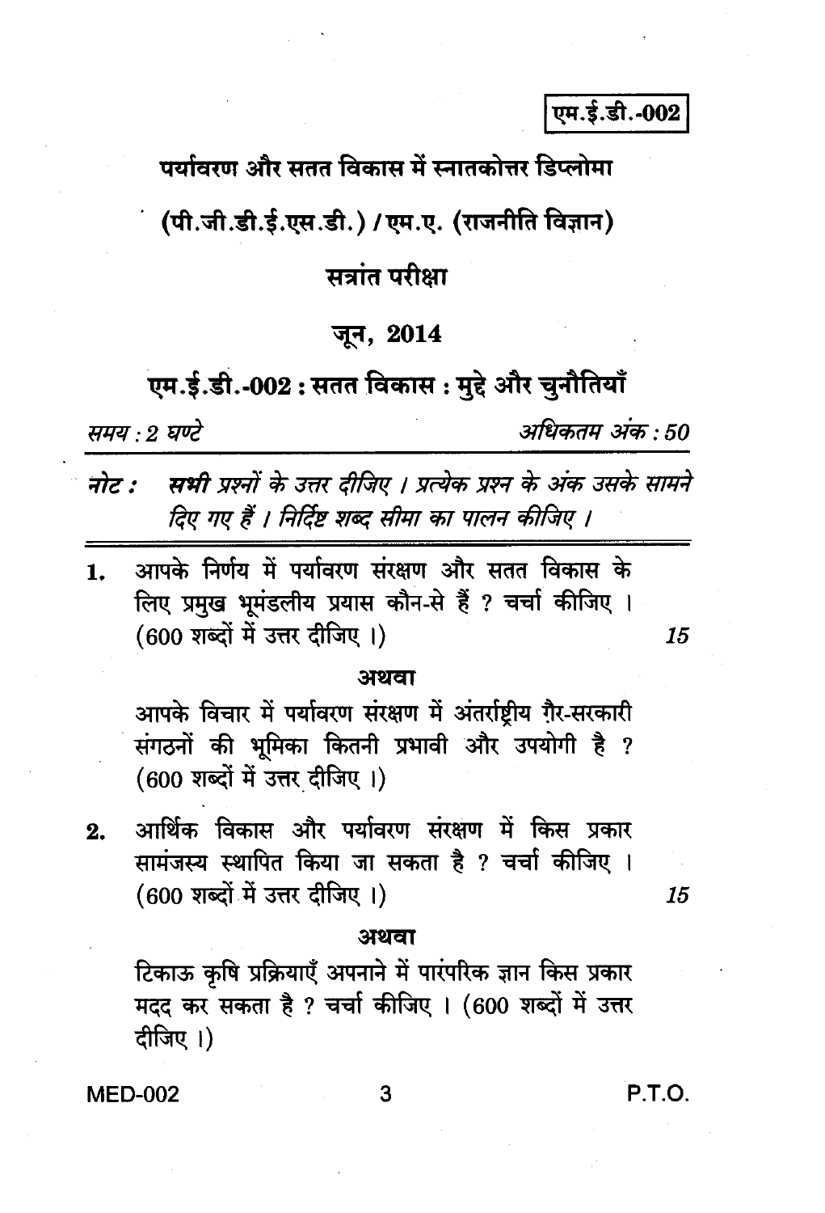एम.ई.डी.-002

# पर्यावरण और सतत विकास में स्नातकोत्तर डिप्लोमा

## (पी.जी.डी.ई.एस.डी.) / एम.ए. (राजनीति विज्ञान)

### सत्रांत परीक्षा

### जून, 2014

## एम.ई.डी.-002 : सतत विकास : मुद्दे और चुनौतियाँ

*समय : 2 घण्टे* | *अधिकतम अंक : 50*

---

*नोट :* ***सभी*** *प्रश्नों के उत्तर दीजिए । प्रत्येक प्रश्न के अंक उसके सामने दिए गए हैं । निर्दिष्ट शब्द सीमा का पालन कीजिए ।*

---

1. आपके निर्णय में पर्यावरण संरक्षण और सतत विकास के लिए प्रमुख भूमंडलीय प्रयास कौन-से हैं ? चर्चा कीजिए । (600 शब्दों में उत्तर दीजिए ।) *15*

**अथवा**

आपके विचार में पर्यावरण संरक्षण में अंतर्राष्ट्रीय ग़ैर-सरकारी संगठनों की भूमिका कितनी प्रभावी और उपयोगी है ? (600 शब्दों में उत्तर दीजिए ।)

2. आर्थिक विकास और पर्यावरण संरक्षण में किस प्रकार सामंजस्य स्थापित किया जा सकता है ? चर्चा कीजिए । (600 शब्दों में उत्तर दीजिए ।) *15*

**अथवा**

टिकाऊ कृषि प्रक्रियाएँ अपनाने में पारंपरिक ज्ञान किस प्रकार मदद कर सकता है ? चर्चा कीजिए । (600 शब्दों में उत्तर दीजिए ।)

P.T.O.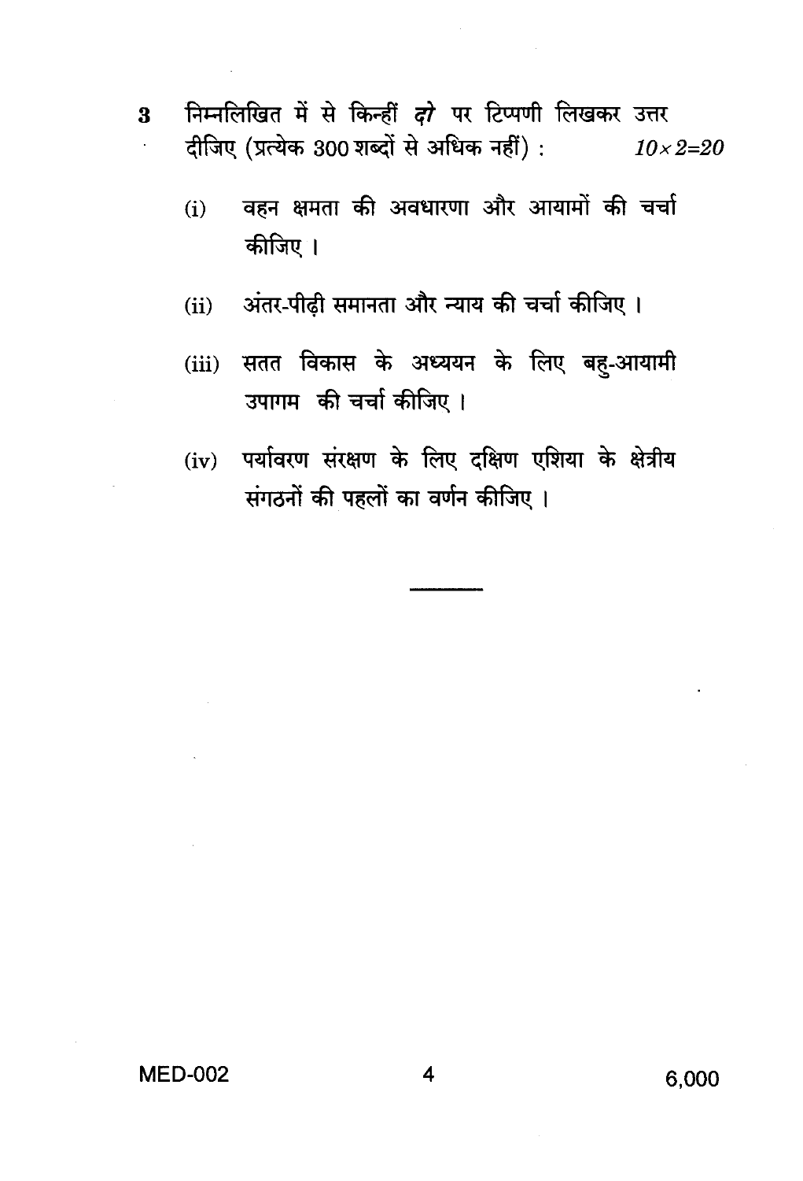3 निम्नलिखित में से किन्हीं ***दो*** पर टिप्पणी लिखकर उत्तर दीजिए (प्रत्येक 300 शब्दों से अधिक नहीं) : *10×2=20*

(i) वहन क्षमता की अवधारणा और आयामों की चर्चा कीजिए ।

(ii) अंतर-पीढ़ी समानता और न्याय की चर्चा कीजिए ।

(iii) सतत विकास के अध्ययन के लिए बहु-आयामी उपागम की चर्चा कीजिए ।

(iv) पर्यावरण संरक्षण के लिए दक्षिण एशिया के क्षेत्रीय संगठनों की पहलों का वर्णन कीजिए ।

---

MED-002 6,000